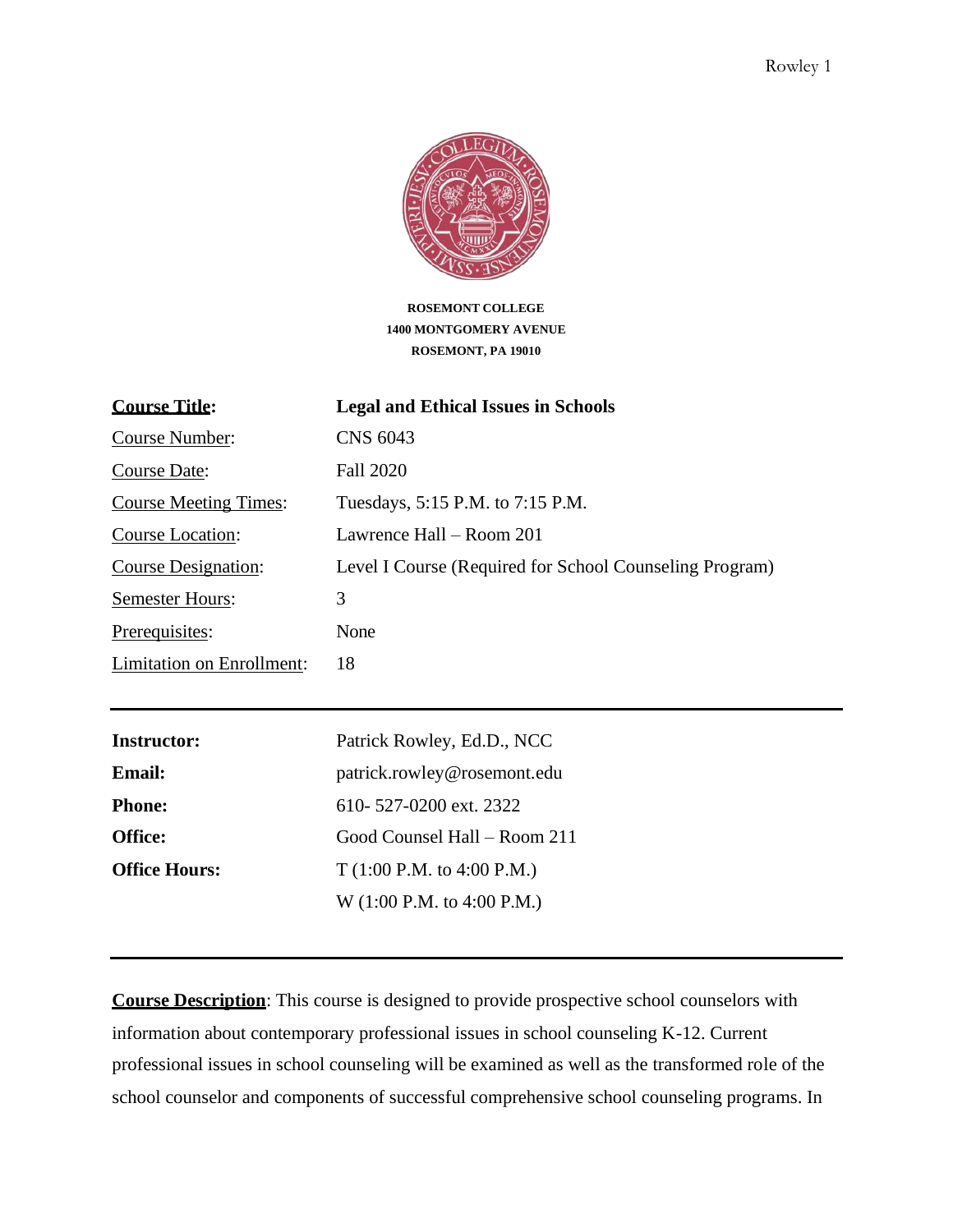**ROSEMONT COLLEGE**
**1400 MONTGOMERY AVENUE**
**ROSEMONT, PA 19010**

| | |
|---|---|
| **Course Title:** | **Legal and Ethical Issues in Schools** |
| Course Number: | CNS 6043 |
| Course Date: | Fall 2020 |
| Course Meeting Times: | Tuesdays, 5:15 P.M. to 7:15 P.M. |
| Course Location: | Lawrence Hall – Room 201 |
| Course Designation: | Level I Course (Required for School Counseling Program) |
| Semester Hours: | 3 |
| Prerequisites: | None |
| Limitation on Enrollment: | 18 |

---

| | |
|---|---|
| **Instructor:** | Patrick Rowley, Ed.D., NCC |
| **Email:** | patrick.rowley@rosemont.edu |
| **Phone:** | 610- 527-0200 ext. 2322 |
| **Office:** | Good Counsel Hall – Room 211 |
| **Office Hours:** | T (1:00 P.M. to 4:00 P.M.) |
| | W (1:00 P.M. to 4:00 P.M.) |

---

**Course Description**: This course is designed to provide prospective school counselors with information about contemporary professional issues in school counseling K-12. Current professional issues in school counseling will be examined as well as the transformed role of the school counselor and components of successful comprehensive school counseling programs. In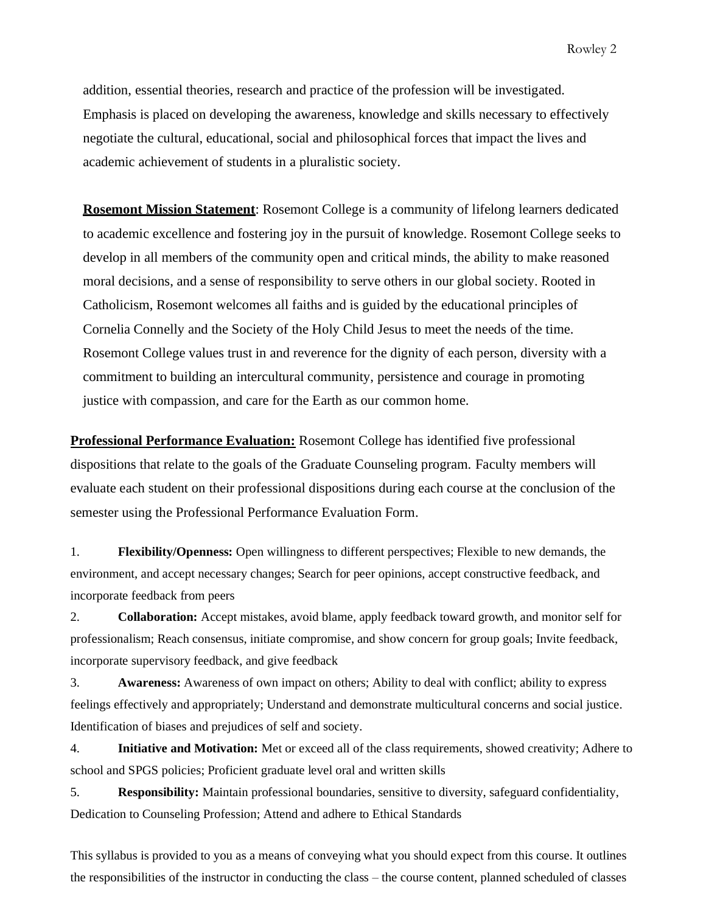addition, essential theories, research and practice of the profession will be investigated. Emphasis is placed on developing the awareness, knowledge and skills necessary to effectively negotiate the cultural, educational, social and philosophical forces that impact the lives and academic achievement of students in a pluralistic society.

**Rosemont Mission Statement**: Rosemont College is a community of lifelong learners dedicated to academic excellence and fostering joy in the pursuit of knowledge. Rosemont College seeks to develop in all members of the community open and critical minds, the ability to make reasoned moral decisions, and a sense of responsibility to serve others in our global society. Rooted in Catholicism, Rosemont welcomes all faiths and is guided by the educational principles of Cornelia Connelly and the Society of the Holy Child Jesus to meet the needs of the time. Rosemont College values trust in and reverence for the dignity of each person, diversity with a commitment to building an intercultural community, persistence and courage in promoting justice with compassion, and care for the Earth as our common home.

**Professional Performance Evaluation:** Rosemont College has identified five professional dispositions that relate to the goals of the Graduate Counseling program. Faculty members will evaluate each student on their professional dispositions during each course at the conclusion of the semester using the Professional Performance Evaluation Form.

1. **Flexibility/Openness:** Open willingness to different perspectives; Flexible to new demands, the environment, and accept necessary changes; Search for peer opinions, accept constructive feedback, and incorporate feedback from peers
2. **Collaboration:** Accept mistakes, avoid blame, apply feedback toward growth, and monitor self for professionalism; Reach consensus, initiate compromise, and show concern for group goals; Invite feedback, incorporate supervisory feedback, and give feedback
3. **Awareness:** Awareness of own impact on others; Ability to deal with conflict; ability to express feelings effectively and appropriately; Understand and demonstrate multicultural concerns and social justice. Identification of biases and prejudices of self and society.
4. **Initiative and Motivation:** Met or exceed all of the class requirements, showed creativity; Adhere to school and SPGS policies; Proficient graduate level oral and written skills
5. **Responsibility:** Maintain professional boundaries, sensitive to diversity, safeguard confidentiality, Dedication to Counseling Profession; Attend and adhere to Ethical Standards

This syllabus is provided to you as a means of conveying what you should expect from this course. It outlines the responsibilities of the instructor in conducting the class – the course content, planned scheduled of classes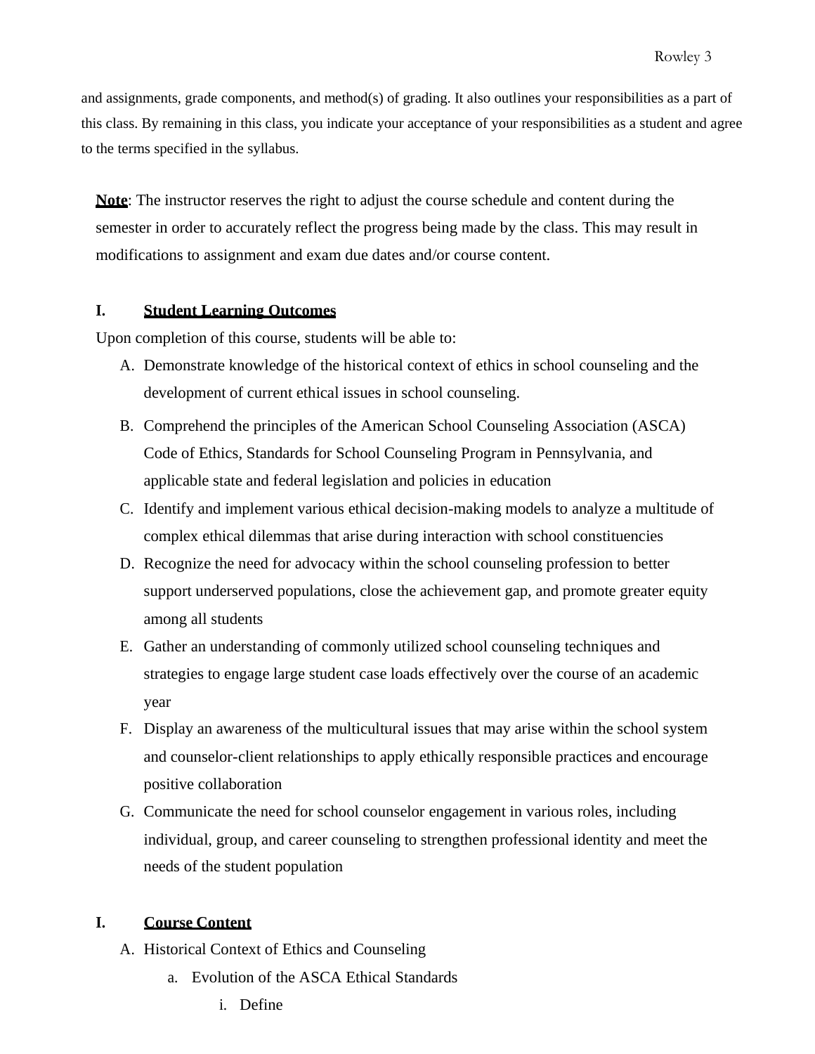and assignments, grade components, and method(s) of grading. It also outlines your responsibilities as a part of this class. By remaining in this class, you indicate your acceptance of your responsibilities as a student and agree to the terms specified in the syllabus.

**Note**: The instructor reserves the right to adjust the course schedule and content during the semester in order to accurately reflect the progress being made by the class. This may result in modifications to assignment and exam due dates and/or course content.

## I. Student Learning Outcomes

Upon completion of this course, students will be able to:

A. Demonstrate knowledge of the historical context of ethics in school counseling and the development of current ethical issues in school counseling.
B. Comprehend the principles of the American School Counseling Association (ASCA) Code of Ethics, Standards for School Counseling Program in Pennsylvania, and applicable state and federal legislation and policies in education
C. Identify and implement various ethical decision-making models to analyze a multitude of complex ethical dilemmas that arise during interaction with school constituencies
D. Recognize the need for advocacy within the school counseling profession to better support underserved populations, close the achievement gap, and promote greater equity among all students
E. Gather an understanding of commonly utilized school counseling techniques and strategies to engage large student case loads effectively over the course of an academic year
F. Display an awareness of the multicultural issues that may arise within the school system and counselor-client relationships to apply ethically responsible practices and encourage positive collaboration
G. Communicate the need for school counselor engagement in various roles, including individual, group, and career counseling to strengthen professional identity and meet the needs of the student population

## I. Course Content

A. Historical Context of Ethics and Counseling
   a. Evolution of the ASCA Ethical Standards
      i. Define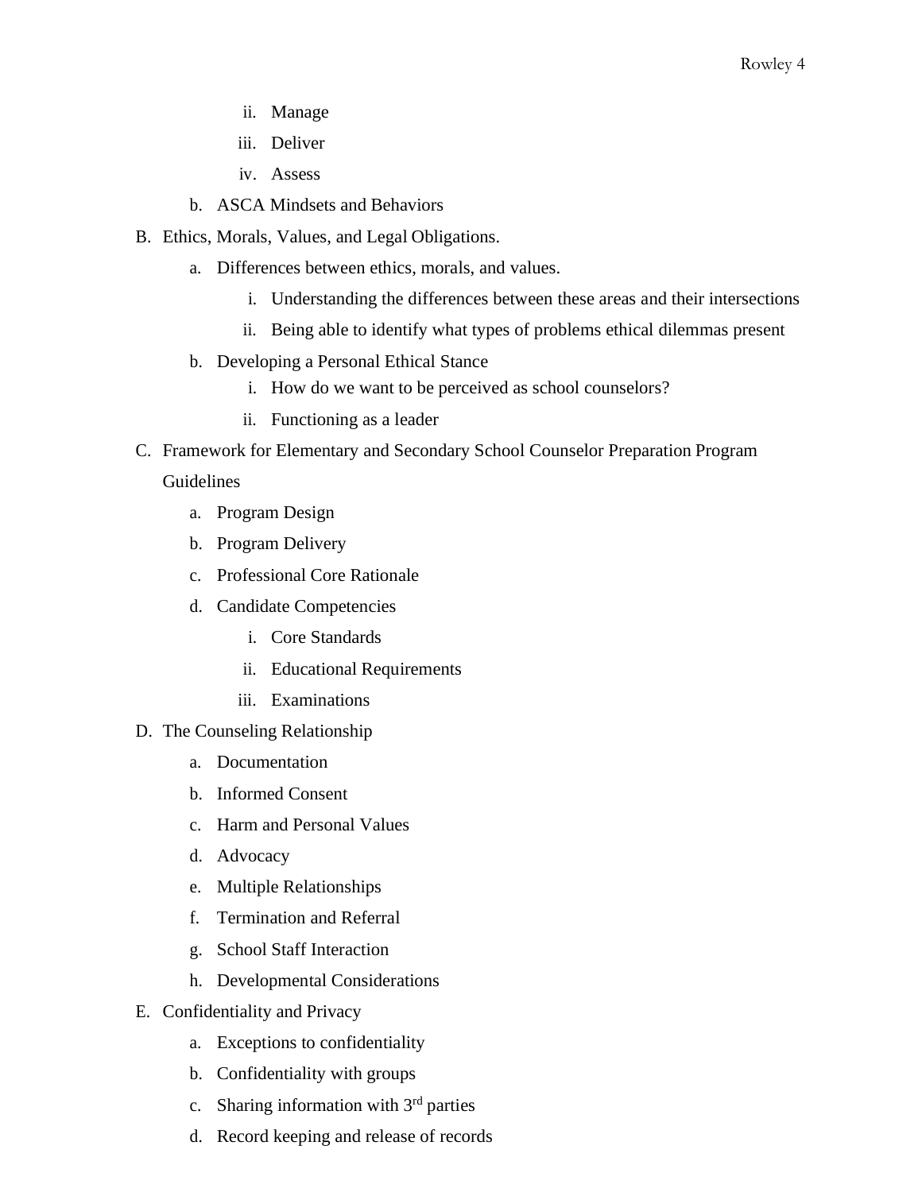ii. Manage
   iii. Deliver
   iv. Assess
  b. ASCA Mindsets and Behaviors

B. Ethics, Morals, Values, and Legal Obligations.
  a. Differences between ethics, morals, and values.
   i. Understanding the differences between these areas and their intersections
   ii. Being able to identify what types of problems ethical dilemmas present
  b. Developing a Personal Ethical Stance
   i. How do we want to be perceived as school counselors?
   ii. Functioning as a leader

C. Framework for Elementary and Secondary School Counselor Preparation Program Guidelines
  a. Program Design
  b. Program Delivery
  c. Professional Core Rationale
  d. Candidate Competencies
   i. Core Standards
   ii. Educational Requirements
   iii. Examinations

D. The Counseling Relationship
  a. Documentation
  b. Informed Consent
  c. Harm and Personal Values
  d. Advocacy
  e. Multiple Relationships
  f. Termination and Referral
  g. School Staff Interaction
  h. Developmental Considerations

E. Confidentiality and Privacy
  a. Exceptions to confidentiality
  b. Confidentiality with groups
  c. Sharing information with 3rd parties
  d. Record keeping and release of records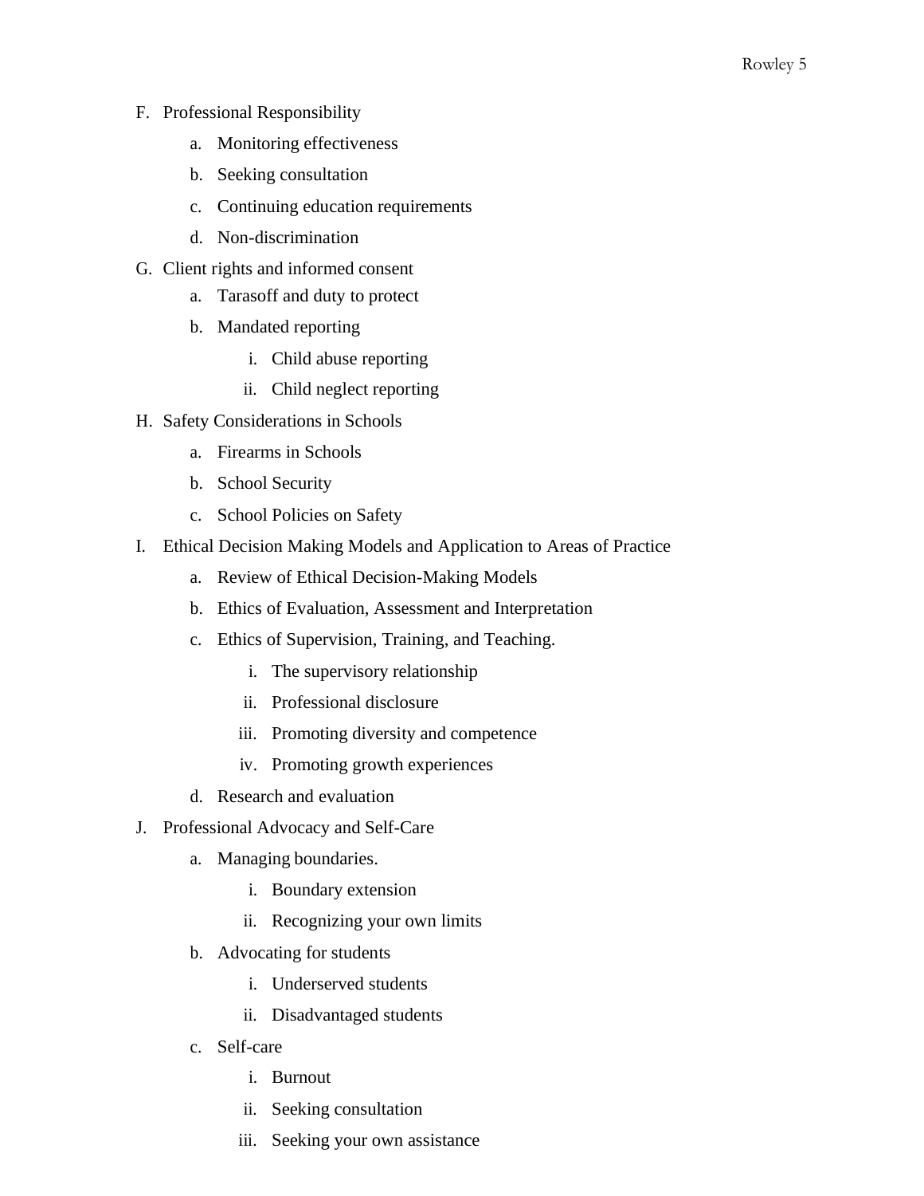F. Professional Responsibility
    a. Monitoring effectiveness
    b. Seeking consultation
    c. Continuing education requirements
    d. Non-discrimination
G. Client rights and informed consent
    a. Tarasoff and duty to protect
    b. Mandated reporting
        i. Child abuse reporting
        ii. Child neglect reporting
H. Safety Considerations in Schools
    a. Firearms in Schools
    b. School Security
    c. School Policies on Safety
I. Ethical Decision Making Models and Application to Areas of Practice
    a. Review of Ethical Decision-Making Models
    b. Ethics of Evaluation, Assessment and Interpretation
    c. Ethics of Supervision, Training, and Teaching.
        i. The supervisory relationship
        ii. Professional disclosure
        iii. Promoting diversity and competence
        iv. Promoting growth experiences
    d. Research and evaluation
J. Professional Advocacy and Self-Care
    a. Managing boundaries.
        i. Boundary extension
        ii. Recognizing your own limits
    b. Advocating for students
        i. Underserved students
        ii. Disadvantaged students
    c. Self-care
        i. Burnout
        ii. Seeking consultation
        iii. Seeking your own assistance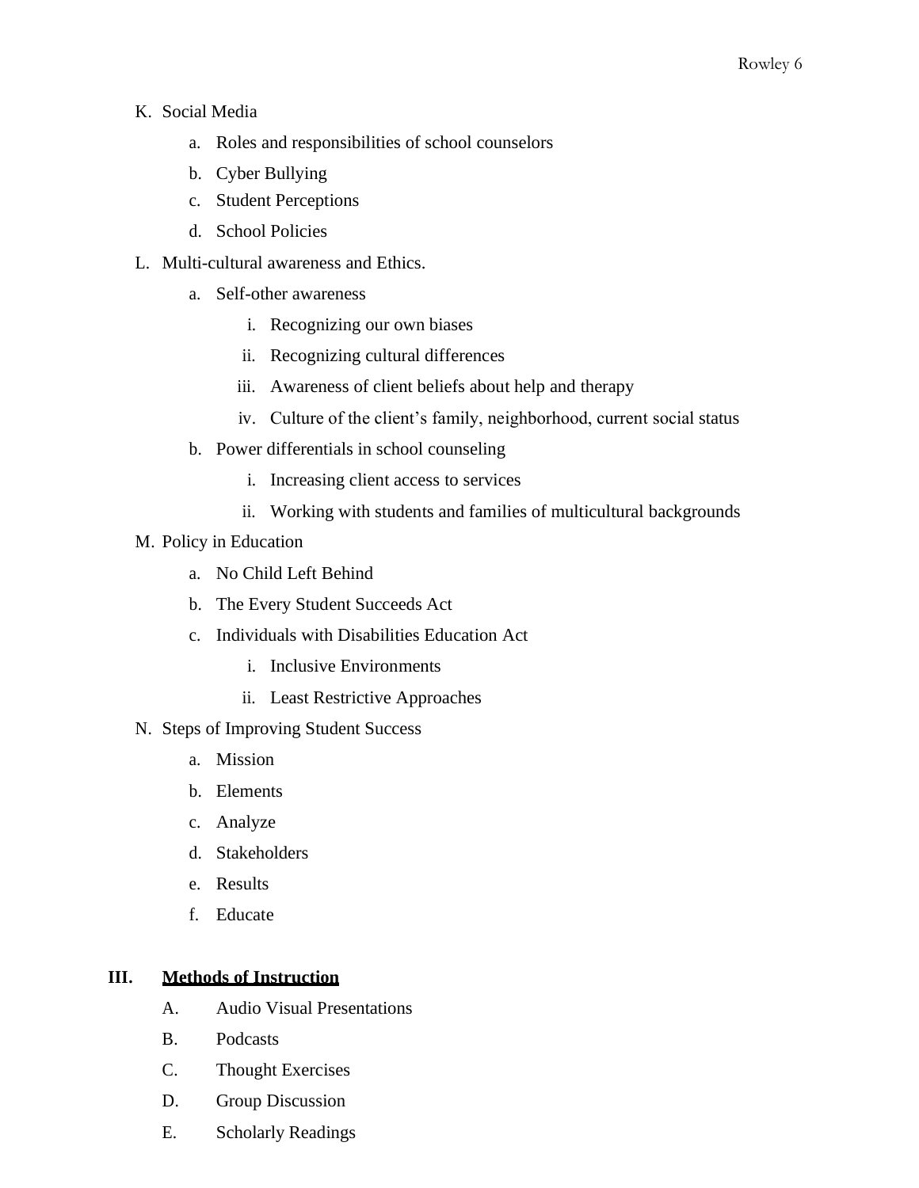K. Social Media
   a. Roles and responsibilities of school counselors
   b. Cyber Bullying
   c. Student Perceptions
   d. School Policies

L. Multi-cultural awareness and Ethics.
   a. Self-other awareness
      i. Recognizing our own biases
      ii. Recognizing cultural differences
      iii. Awareness of client beliefs about help and therapy
      iv. Culture of the client's family, neighborhood, current social status
   b. Power differentials in school counseling
      i. Increasing client access to services
      ii. Working with students and families of multicultural backgrounds

M. Policy in Education
   a. No Child Left Behind
   b. The Every Student Succeeds Act
   c. Individuals with Disabilities Education Act
      i. Inclusive Environments
      ii. Least Restrictive Approaches

N. Steps of Improving Student Success
   a. Mission
   b. Elements
   c. Analyze
   d. Stakeholders
   e. Results
   f. Educate

## III. Methods of Instruction

A. Audio Visual Presentations
B. Podcasts
C. Thought Exercises
D. Group Discussion
E. Scholarly Readings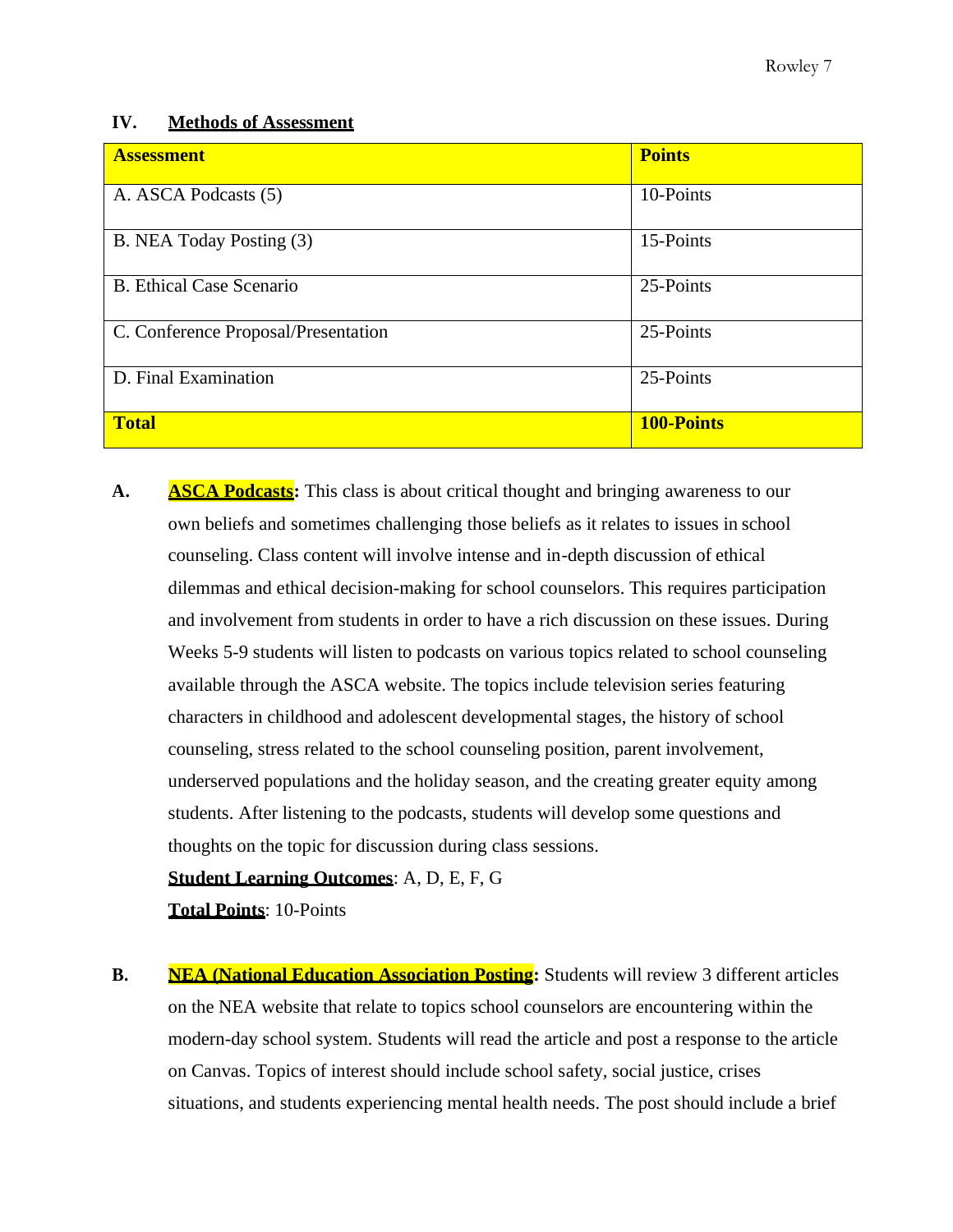## IV. Methods of Assessment

| Assessment | Points |
|---|---|
| A. ASCA Podcasts (5) | 10-Points |
| B. NEA Today Posting (3) | 15-Points |
| B. Ethical Case Scenario | 25-Points |
| C. Conference Proposal/Presentation | 25-Points |
| D. Final Examination | 25-Points |
| **Total** | **100-Points** |

**A.** **ASCA Podcasts:** This class is about critical thought and bringing awareness to our own beliefs and sometimes challenging those beliefs as it relates to issues in school counseling. Class content will involve intense and in-depth discussion of ethical dilemmas and ethical decision-making for school counselors. This requires participation and involvement from students in order to have a rich discussion on these issues. During Weeks 5-9 students will listen to podcasts on various topics related to school counseling available through the ASCA website. The topics include television series featuring characters in childhood and adolescent developmental stages, the history of school counseling, stress related to the school counseling position, parent involvement, underserved populations and the holiday season, and the creating greater equity among students. After listening to the podcasts, students will develop some questions and thoughts on the topic for discussion during class sessions.

**Student Learning Outcomes**: A, D, E, F, G

**Total Points**: 10-Points

**B.** **NEA (National Education Association Posting:** Students will review 3 different articles on the NEA website that relate to topics school counselors are encountering within the modern-day school system. Students will read the article and post a response to the article on Canvas. Topics of interest should include school safety, social justice, crises situations, and students experiencing mental health needs. The post should include a brief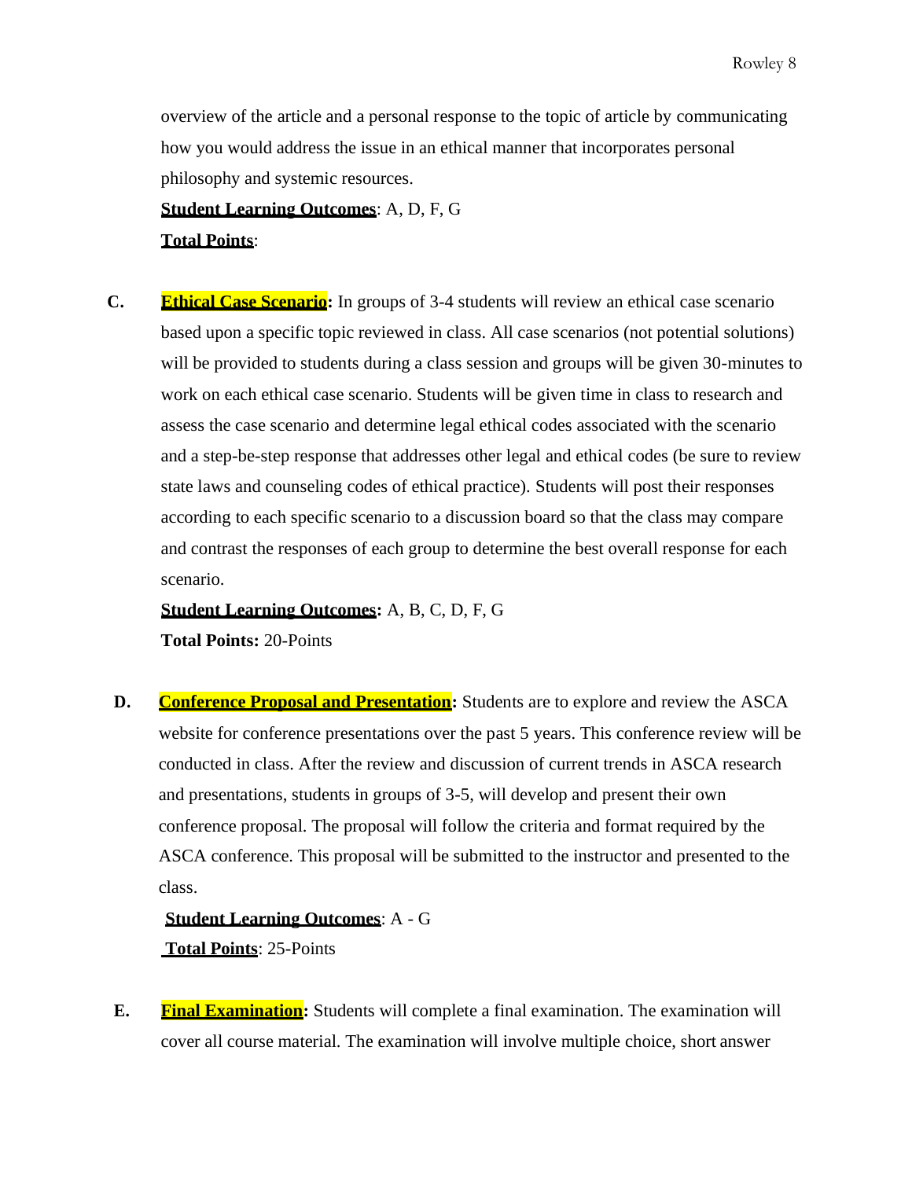overview of the article and a personal response to the topic of article by communicating how you would address the issue in an ethical manner that incorporates personal philosophy and systemic resources.

**Student Learning Outcomes**: A, D, F, G

**Total Points**:

C. **Ethical Case Scenario:** In groups of 3-4 students will review an ethical case scenario based upon a specific topic reviewed in class. All case scenarios (not potential solutions) will be provided to students during a class session and groups will be given 30-minutes to work on each ethical case scenario. Students will be given time in class to research and assess the case scenario and determine legal ethical codes associated with the scenario and a step-be-step response that addresses other legal and ethical codes (be sure to review state laws and counseling codes of ethical practice). Students will post their responses according to each specific scenario to a discussion board so that the class may compare and contrast the responses of each group to determine the best overall response for each scenario.

**Student Learning Outcomes:** A, B, C, D, F, G

**Total Points:** 20-Points

D. **Conference Proposal and Presentation:** Students are to explore and review the ASCA website for conference presentations over the past 5 years. This conference review will be conducted in class. After the review and discussion of current trends in ASCA research and presentations, students in groups of 3-5, will develop and present their own conference proposal. The proposal will follow the criteria and format required by the ASCA conference. This proposal will be submitted to the instructor and presented to the class.

**Student Learning Outcomes**: A - G

**Total Points**: 25-Points

E. **Final Examination:** Students will complete a final examination. The examination will cover all course material. The examination will involve multiple choice, short answer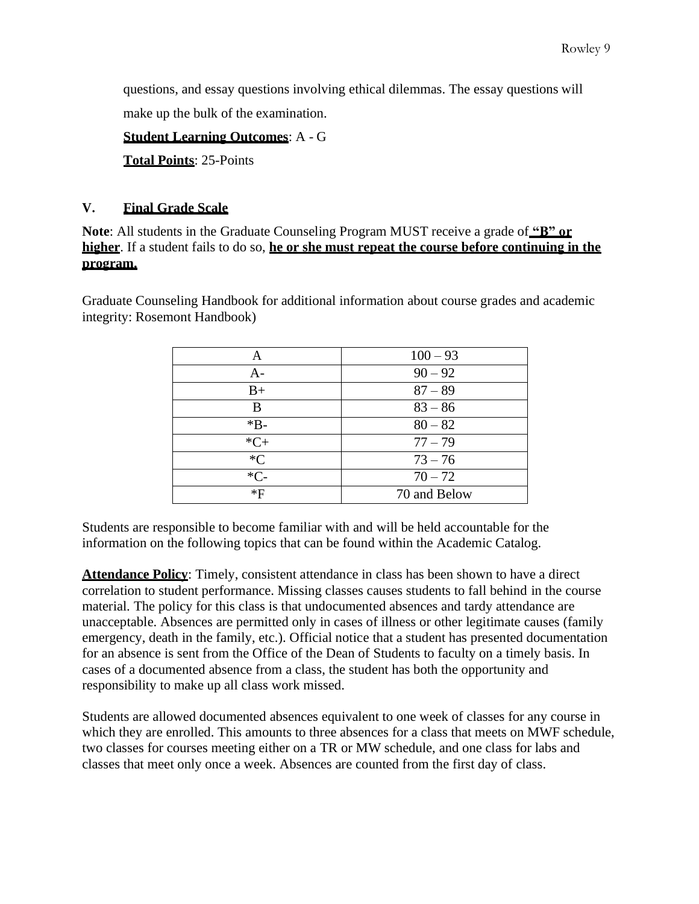questions, and essay questions involving ethical dilemmas. The essay questions will make up the bulk of the examination.

**Student Learning Outcomes**: A - G

**Total Points**: 25-Points

## V. Final Grade Scale

**Note**: All students in the Graduate Counseling Program MUST receive a grade of **"B" or higher**. If a student fails to do so, **he or she must repeat the course before continuing in the program.**

Graduate Counseling Handbook for additional information about course grades and academic integrity: Rosemont Handbook)

| Grade | Range |
|---|---|
| A | 100 – 93 |
| A- | 90 – 92 |
| B+ | 87 – 89 |
| B | 83 – 86 |
| *B- | 80 – 82 |
| *C+ | 77 – 79 |
| *C | 73 – 76 |
| *C- | 70 – 72 |
| *F | 70 and Below |

Students are responsible to become familiar with and will be held accountable for the information on the following topics that can be found within the Academic Catalog.

**Attendance Policy**: Timely, consistent attendance in class has been shown to have a direct correlation to student performance. Missing classes causes students to fall behind in the course material. The policy for this class is that undocumented absences and tardy attendance are unacceptable. Absences are permitted only in cases of illness or other legitimate causes (family emergency, death in the family, etc.). Official notice that a student has presented documentation for an absence is sent from the Office of the Dean of Students to faculty on a timely basis. In cases of a documented absence from a class, the student has both the opportunity and responsibility to make up all class work missed.

Students are allowed documented absences equivalent to one week of classes for any course in which they are enrolled. This amounts to three absences for a class that meets on MWF schedule, two classes for courses meeting either on a TR or MW schedule, and one class for labs and classes that meet only once a week. Absences are counted from the first day of class.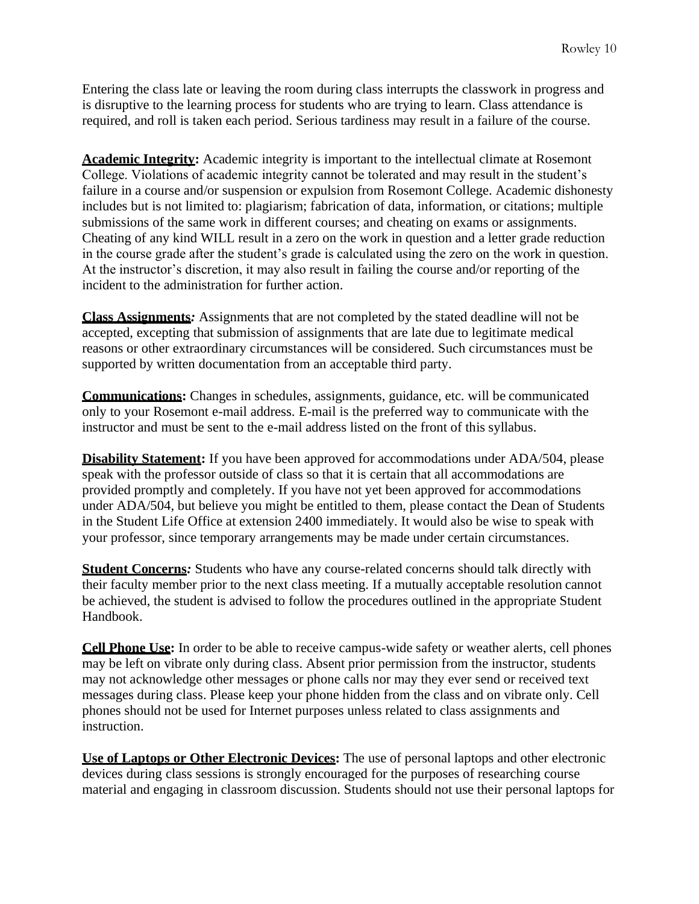Entering the class late or leaving the room during class interrupts the classwork in progress and is disruptive to the learning process for students who are trying to learn. Class attendance is required, and roll is taken each period. Serious tardiness may result in a failure of the course.

**Academic Integrity:** Academic integrity is important to the intellectual climate at Rosemont College. Violations of academic integrity cannot be tolerated and may result in the student's failure in a course and/or suspension or expulsion from Rosemont College. Academic dishonesty includes but is not limited to: plagiarism; fabrication of data, information, or citations; multiple submissions of the same work in different courses; and cheating on exams or assignments. Cheating of any kind WILL result in a zero on the work in question and a letter grade reduction in the course grade after the student's grade is calculated using the zero on the work in question. At the instructor's discretion, it may also result in failing the course and/or reporting of the incident to the administration for further action.

**Class Assignments*:*** Assignments that are not completed by the stated deadline will not be accepted, excepting that submission of assignments that are late due to legitimate medical reasons or other extraordinary circumstances will be considered. Such circumstances must be supported by written documentation from an acceptable third party.

**Communications:** Changes in schedules, assignments, guidance, etc. will be communicated only to your Rosemont e-mail address. E-mail is the preferred way to communicate with the instructor and must be sent to the e-mail address listed on the front of this syllabus.

**Disability Statement:** If you have been approved for accommodations under ADA/504, please speak with the professor outside of class so that it is certain that all accommodations are provided promptly and completely. If you have not yet been approved for accommodations under ADA/504, but believe you might be entitled to them, please contact the Dean of Students in the Student Life Office at extension 2400 immediately. It would also be wise to speak with your professor, since temporary arrangements may be made under certain circumstances.

**Student Concerns*:*** Students who have any course-related concerns should talk directly with their faculty member prior to the next class meeting. If a mutually acceptable resolution cannot be achieved, the student is advised to follow the procedures outlined in the appropriate Student Handbook.

**Cell Phone Use:** In order to be able to receive campus-wide safety or weather alerts, cell phones may be left on vibrate only during class. Absent prior permission from the instructor, students may not acknowledge other messages or phone calls nor may they ever send or received text messages during class. Please keep your phone hidden from the class and on vibrate only. Cell phones should not be used for Internet purposes unless related to class assignments and instruction.

**Use of Laptops or Other Electronic Devices:** The use of personal laptops and other electronic devices during class sessions is strongly encouraged for the purposes of researching course material and engaging in classroom discussion. Students should not use their personal laptops for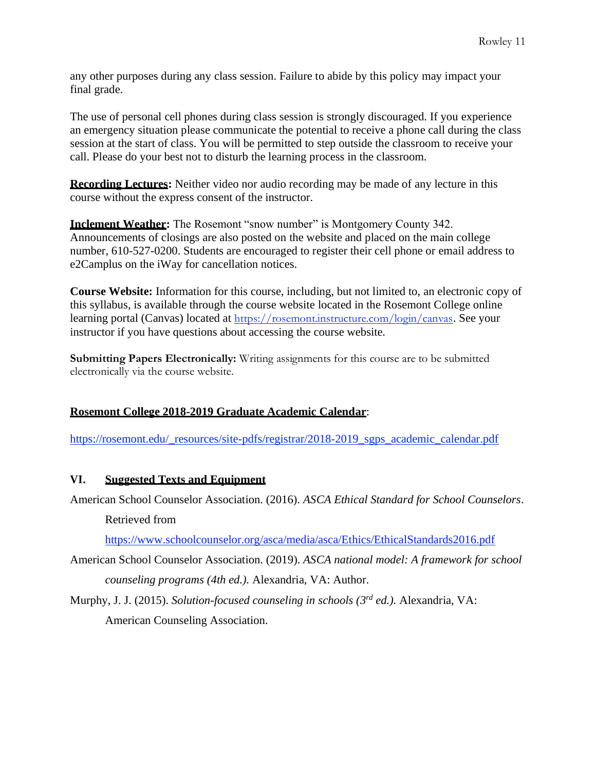any other purposes during any class session. Failure to abide by this policy may impact your final grade.

The use of personal cell phones during class session is strongly discouraged. If you experience an emergency situation please communicate the potential to receive a phone call during the class session at the start of class. You will be permitted to step outside the classroom to receive your call. Please do your best not to disturb the learning process in the classroom.

**Recording Lectures:** Neither video nor audio recording may be made of any lecture in this course without the express consent of the instructor.

**Inclement Weather:** The Rosemont "snow number" is Montgomery County 342. Announcements of closings are also posted on the website and placed on the main college number, 610-527-0200. Students are encouraged to register their cell phone or email address to e2Camplus on the iWay for cancellation notices.

**Course Website:** Information for this course, including, but not limited to, an electronic copy of this syllabus, is available through the course website located in the Rosemont College online learning portal (Canvas) located at https://rosemont.instructure.com/login/canvas. See your instructor if you have questions about accessing the course website.

**Submitting Papers Electronically:** Writing assignments for this course are to be submitted electronically via the course website.

**Rosemont College 2018-2019 Graduate Academic Calendar**:

https://rosemont.edu/_resources/site-pdfs/registrar/2018-2019_sgps_academic_calendar.pdf

## VI. Suggested Texts and Equipment

American School Counselor Association. (2016). *ASCA Ethical Standard for School Counselors*. Retrieved from https://www.schoolcounselor.org/asca/media/asca/Ethics/EthicalStandards2016.pdf

American School Counselor Association. (2019). *ASCA national model: A framework for school counseling programs (4th ed.).* Alexandria, VA: Author.

Murphy, J. J. (2015). *Solution-focused counseling in schools (3rd ed.).* Alexandria, VA: American Counseling Association.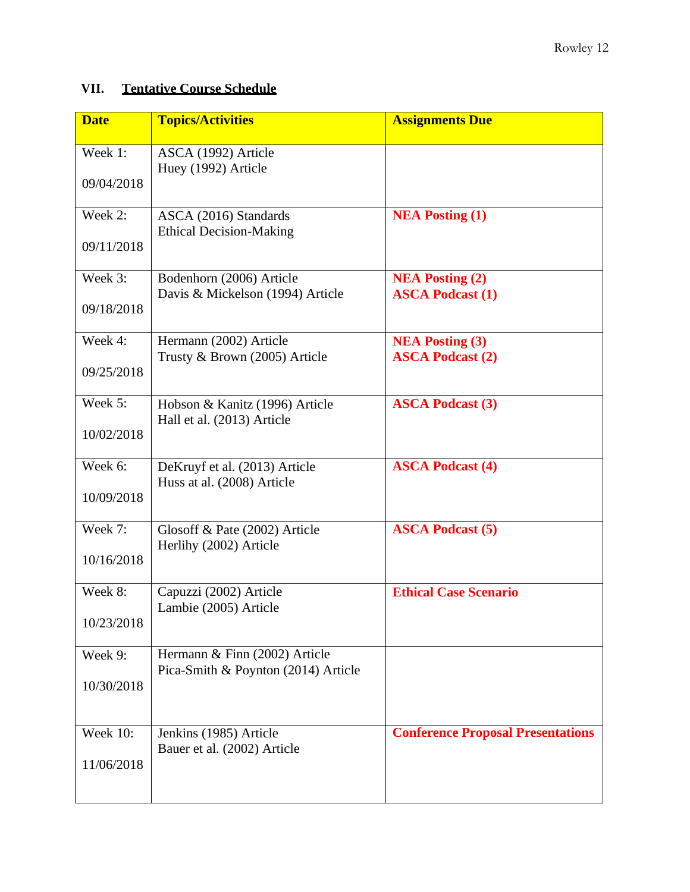## VII. Tentative Course Schedule

| Date | Topics/Activities | Assignments Due |
|---|---|---|
| Week 1:<br><br>09/04/2018 | ASCA (1992) Article<br>Huey (1992) Article | |
| Week 2:<br><br>09/11/2018 | ASCA (2016) Standards<br>Ethical Decision-Making | **NEA Posting (1)** |
| Week 3:<br><br>09/18/2018 | Bodenhorn (2006) Article<br>Davis & Mickelson (1994) Article | **NEA Posting (2)**<br>**ASCA Podcast (1)** |
| Week 4:<br><br>09/25/2018 | Hermann (2002) Article<br>Trusty & Brown (2005) Article | **NEA Posting (3)**<br>**ASCA Podcast (2)** |
| Week 5:<br><br>10/02/2018 | Hobson & Kanitz (1996) Article<br>Hall et al. (2013) Article | **ASCA Podcast (3)** |
| Week 6:<br><br>10/09/2018 | DeKruyf et al. (2013) Article<br>Huss at al. (2008) Article | **ASCA Podcast (4)** |
| Week 7:<br><br>10/16/2018 | Glosoff & Pate (2002) Article<br>Herlihy (2002) Article | **ASCA Podcast (5)** |
| Week 8:<br><br>10/23/2018 | Capuzzi (2002) Article<br>Lambie (2005) Article | **Ethical Case Scenario** |
| Week 9:<br><br>10/30/2018 | Hermann & Finn (2002) Article<br>Pica-Smith & Poynton (2014) Article | |
| Week 10:<br><br>11/06/2018 | Jenkins (1985) Article<br>Bauer et al. (2002) Article | **Conference Proposal Presentations** |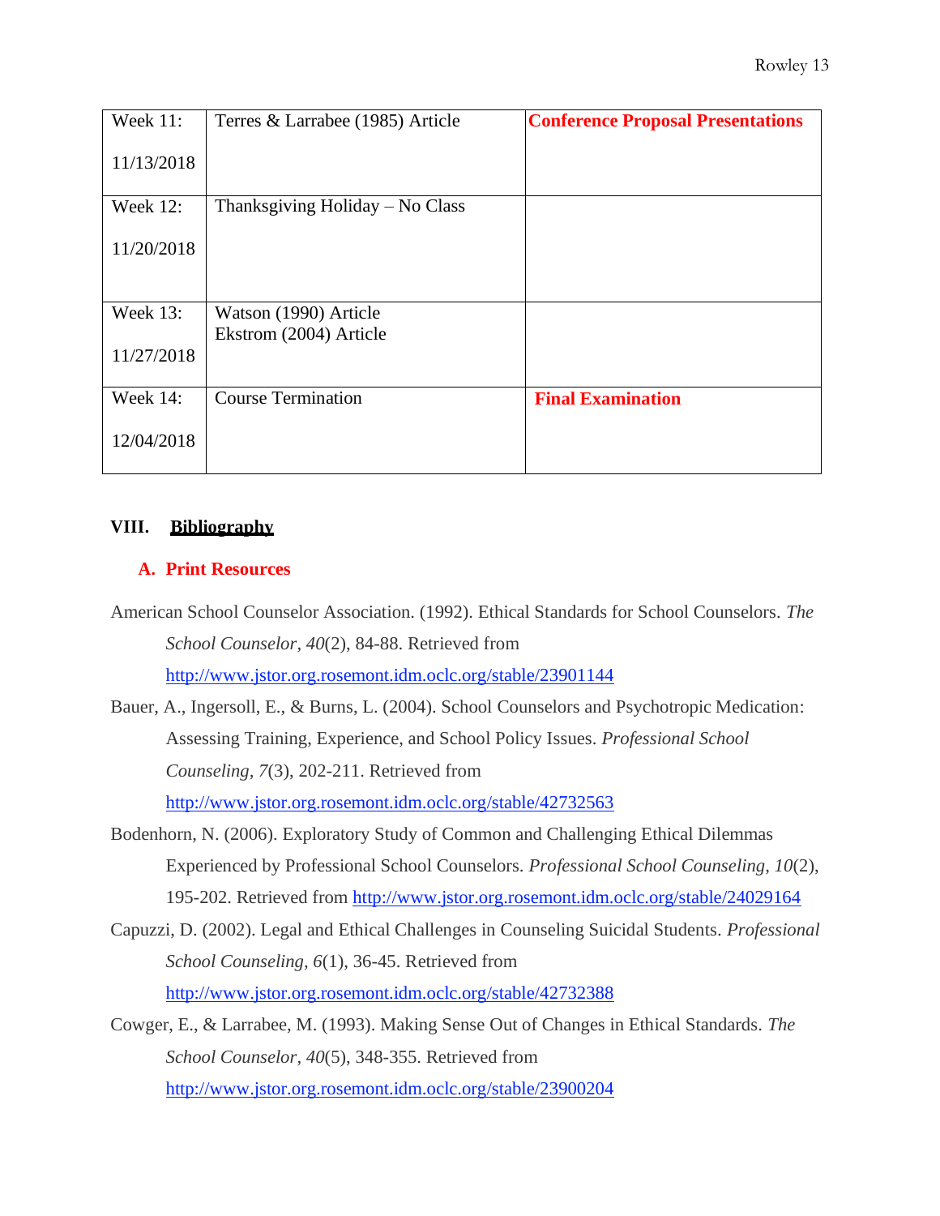| Week 11: 11/13/2018 | Terres & Larrabee (1985) Article | **Conference Proposal Presentations** |
|---|---|---|
| Week 12: 11/20/2018 | Thanksgiving Holiday – No Class | |
| Week 13: 11/27/2018 | Watson (1990) Article<br>Ekstrom (2004) Article | |
| Week 14: 12/04/2018 | Course Termination | **Final Examination** |

## VIII. Bibliography

### A. Print Resources

American School Counselor Association. (1992). Ethical Standards for School Counselors. *The School Counselor, 40*(2), 84-88. Retrieved from http://www.jstor.org.rosemont.idm.oclc.org/stable/23901144

Bauer, A., Ingersoll, E., & Burns, L. (2004). School Counselors and Psychotropic Medication: Assessing Training, Experience, and School Policy Issues. *Professional School Counseling, 7*(3), 202-211. Retrieved from http://www.jstor.org.rosemont.idm.oclc.org/stable/42732563

Bodenhorn, N. (2006). Exploratory Study of Common and Challenging Ethical Dilemmas Experienced by Professional School Counselors. *Professional School Counseling, 10*(2), 195-202. Retrieved from http://www.jstor.org.rosemont.idm.oclc.org/stable/24029164

Capuzzi, D. (2002). Legal and Ethical Challenges in Counseling Suicidal Students. *Professional School Counseling, 6*(1), 36-45. Retrieved from http://www.jstor.org.rosemont.idm.oclc.org/stable/42732388

Cowger, E., & Larrabee, M. (1993). Making Sense Out of Changes in Ethical Standards. *The School Counselor, 40*(5), 348-355. Retrieved from http://www.jstor.org.rosemont.idm.oclc.org/stable/23900204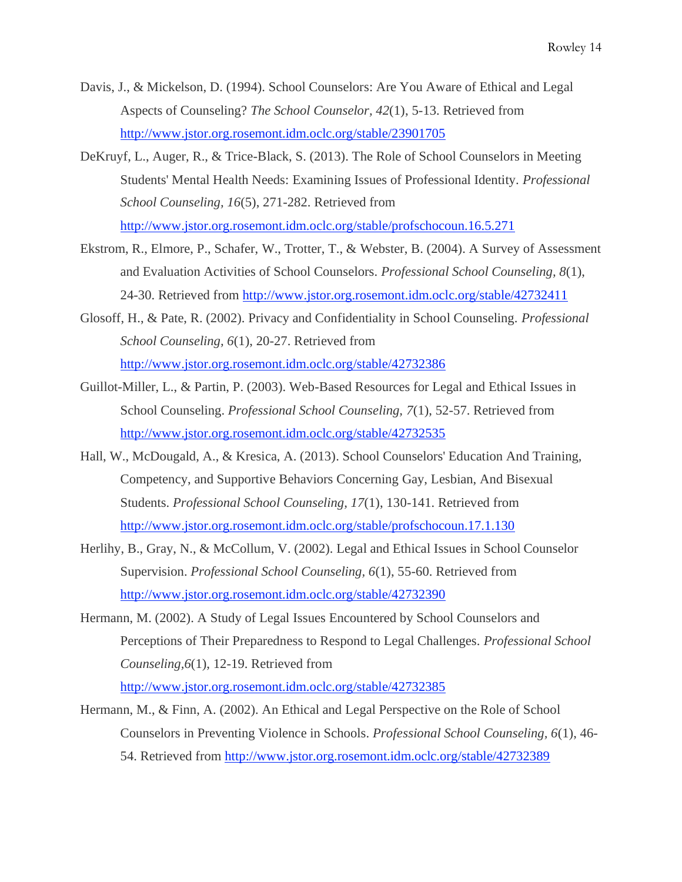Davis, J., & Mickelson, D. (1994). School Counselors: Are You Aware of Ethical and Legal Aspects of Counseling? *The School Counselor, 42*(1), 5-13. Retrieved from http://www.jstor.org.rosemont.idm.oclc.org/stable/23901705

DeKruyf, L., Auger, R., & Trice-Black, S. (2013). The Role of School Counselors in Meeting Students' Mental Health Needs: Examining Issues of Professional Identity. *Professional School Counseling, 16*(5), 271-282. Retrieved from http://www.jstor.org.rosemont.idm.oclc.org/stable/profschocoun.16.5.271

Ekstrom, R., Elmore, P., Schafer, W., Trotter, T., & Webster, B. (2004). A Survey of Assessment and Evaluation Activities of School Counselors. *Professional School Counseling, 8*(1), 24-30. Retrieved from http://www.jstor.org.rosemont.idm.oclc.org/stable/42732411

Glosoff, H., & Pate, R. (2002). Privacy and Confidentiality in School Counseling. *Professional School Counseling, 6*(1), 20-27. Retrieved from http://www.jstor.org.rosemont.idm.oclc.org/stable/42732386

Guillot-Miller, L., & Partin, P. (2003). Web-Based Resources for Legal and Ethical Issues in School Counseling. *Professional School Counseling, 7*(1), 52-57. Retrieved from http://www.jstor.org.rosemont.idm.oclc.org/stable/42732535

Hall, W., McDougald, A., & Kresica, A. (2013). School Counselors' Education And Training, Competency, and Supportive Behaviors Concerning Gay, Lesbian, And Bisexual Students. *Professional School Counseling, 17*(1), 130-141. Retrieved from http://www.jstor.org.rosemont.idm.oclc.org/stable/profschocoun.17.1.130

Herlihy, B., Gray, N., & McCollum, V. (2002). Legal and Ethical Issues in School Counselor Supervision. *Professional School Counseling, 6*(1), 55-60. Retrieved from http://www.jstor.org.rosemont.idm.oclc.org/stable/42732390

Hermann, M. (2002). A Study of Legal Issues Encountered by School Counselors and Perceptions of Their Preparedness to Respond to Legal Challenges. *Professional School Counseling,6*(1), 12-19. Retrieved from http://www.jstor.org.rosemont.idm.oclc.org/stable/42732385

Hermann, M., & Finn, A. (2002). An Ethical and Legal Perspective on the Role of School Counselors in Preventing Violence in Schools. *Professional School Counseling, 6*(1), 46-54. Retrieved from http://www.jstor.org.rosemont.idm.oclc.org/stable/42732389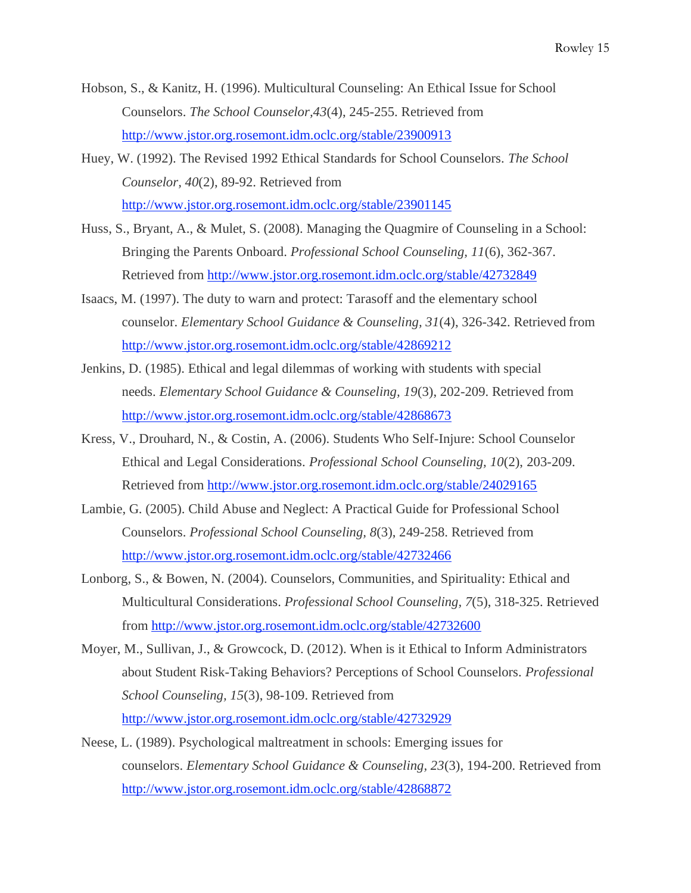Hobson, S., & Kanitz, H. (1996). Multicultural Counseling: An Ethical Issue for School Counselors. *The School Counselor,43*(4), 245-255. Retrieved from http://www.jstor.org.rosemont.idm.oclc.org/stable/23900913

Huey, W. (1992). The Revised 1992 Ethical Standards for School Counselors. *The School Counselor, 40*(2), 89-92. Retrieved from http://www.jstor.org.rosemont.idm.oclc.org/stable/23901145

Huss, S., Bryant, A., & Mulet, S. (2008). Managing the Quagmire of Counseling in a School: Bringing the Parents Onboard. *Professional School Counseling, 11*(6), 362-367. Retrieved from http://www.jstor.org.rosemont.idm.oclc.org/stable/42732849

Isaacs, M. (1997). The duty to warn and protect: Tarasoff and the elementary school counselor. *Elementary School Guidance & Counseling, 31*(4), 326-342. Retrieved from http://www.jstor.org.rosemont.idm.oclc.org/stable/42869212

Jenkins, D. (1985). Ethical and legal dilemmas of working with students with special needs. *Elementary School Guidance & Counseling, 19*(3), 202-209. Retrieved from http://www.jstor.org.rosemont.idm.oclc.org/stable/42868673

Kress, V., Drouhard, N., & Costin, A. (2006). Students Who Self-Injure: School Counselor Ethical and Legal Considerations. *Professional School Counseling, 10*(2), 203-209. Retrieved from http://www.jstor.org.rosemont.idm.oclc.org/stable/24029165

Lambie, G. (2005). Child Abuse and Neglect: A Practical Guide for Professional School Counselors. *Professional School Counseling, 8*(3), 249-258. Retrieved from http://www.jstor.org.rosemont.idm.oclc.org/stable/42732466

Lonborg, S., & Bowen, N. (2004). Counselors, Communities, and Spirituality: Ethical and Multicultural Considerations. *Professional School Counseling, 7*(5), 318-325. Retrieved from http://www.jstor.org.rosemont.idm.oclc.org/stable/42732600

Moyer, M., Sullivan, J., & Growcock, D. (2012). When is it Ethical to Inform Administrators about Student Risk-Taking Behaviors? Perceptions of School Counselors. *Professional School Counseling, 15*(3), 98-109. Retrieved from http://www.jstor.org.rosemont.idm.oclc.org/stable/42732929

Neese, L. (1989). Psychological maltreatment in schools: Emerging issues for counselors. *Elementary School Guidance & Counseling, 23*(3), 194-200. Retrieved from http://www.jstor.org.rosemont.idm.oclc.org/stable/42868872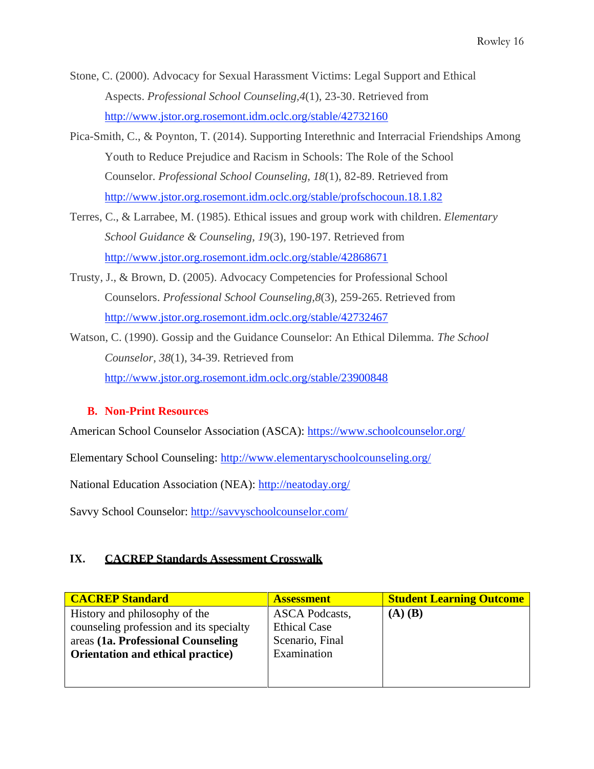Stone, C. (2000). Advocacy for Sexual Harassment Victims: Legal Support and Ethical Aspects. *Professional School Counseling,4*(1), 23-30. Retrieved from http://www.jstor.org.rosemont.idm.oclc.org/stable/42732160

Pica-Smith, C., & Poynton, T. (2014). Supporting Interethnic and Interracial Friendships Among Youth to Reduce Prejudice and Racism in Schools: The Role of the School Counselor. *Professional School Counseling, 18*(1), 82-89. Retrieved from http://www.jstor.org.rosemont.idm.oclc.org/stable/profschocoun.18.1.82

Terres, C., & Larrabee, M. (1985). Ethical issues and group work with children. *Elementary School Guidance & Counseling, 19*(3), 190-197. Retrieved from http://www.jstor.org.rosemont.idm.oclc.org/stable/42868671

Trusty, J., & Brown, D. (2005). Advocacy Competencies for Professional School Counselors. *Professional School Counseling,8*(3), 259-265. Retrieved from http://www.jstor.org.rosemont.idm.oclc.org/stable/42732467

Watson, C. (1990). Gossip and the Guidance Counselor: An Ethical Dilemma. *The School Counselor, 38*(1), 34-39. Retrieved from http://www.jstor.org.rosemont.idm.oclc.org/stable/23900848

### B. Non-Print Resources

American School Counselor Association (ASCA): https://www.schoolcounselor.org/

Elementary School Counseling: http://www.elementaryschoolcounseling.org/

National Education Association (NEA): http://neatoday.org/

Savvy School Counselor: http://savvyschoolcounselor.com/

## IX. CACREP Standards Assessment Crosswalk

| CACREP Standard | Assessment | Student Learning Outcome |
|---|---|---|
| History and philosophy of the counseling profession and its specialty areas **(1a. Professional Counseling Orientation and ethical practice)** | ASCA Podcasts, Ethical Case Scenario, Final Examination | **(A) (B)** |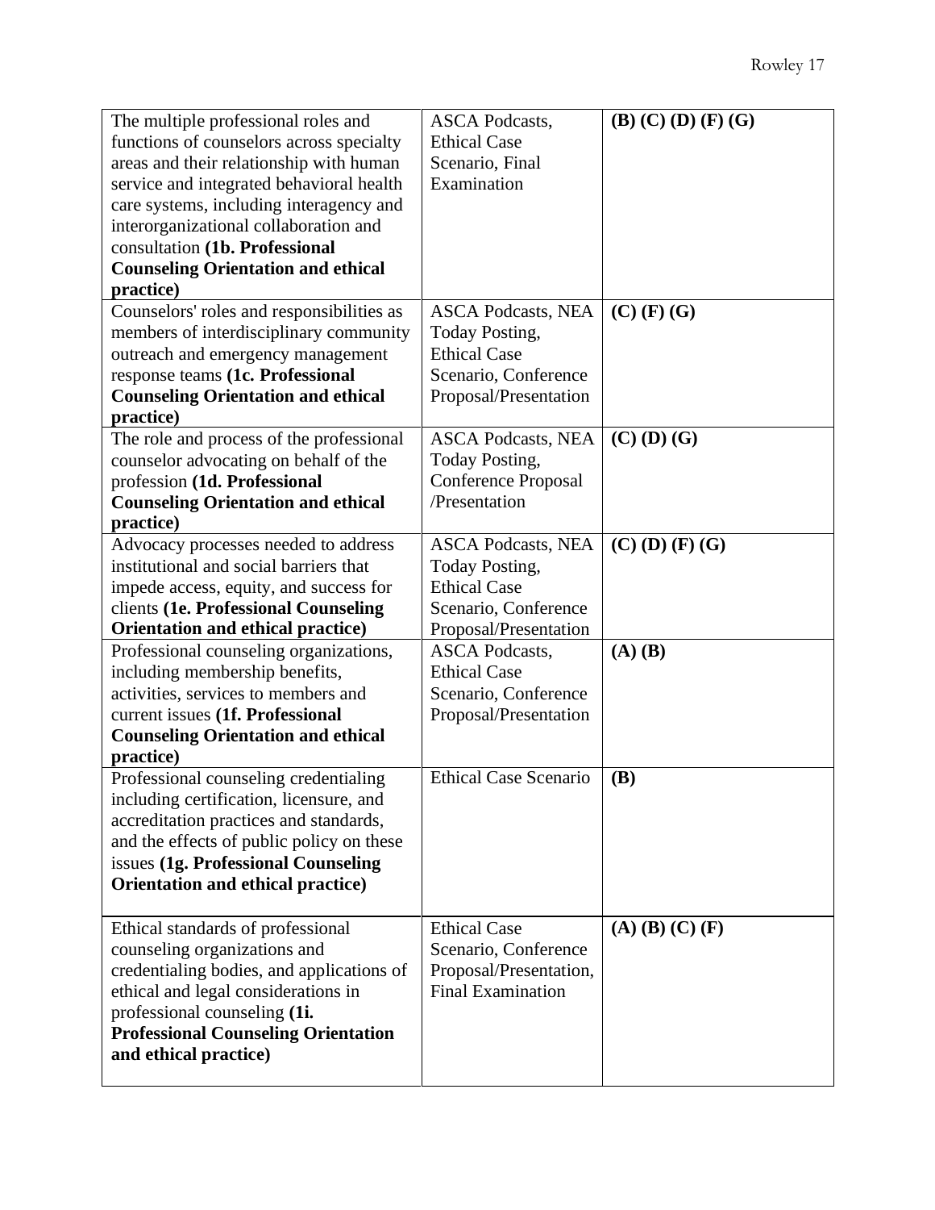| | | |
|---|---|---|
| The multiple professional roles and functions of counselors across specialty areas and their relationship with human service and integrated behavioral health care systems, including interagency and interorganizational collaboration and consultation **(1b. Professional Counseling Orientation and ethical practice)** | ASCA Podcasts, Ethical Case Scenario, Final Examination | **(B) (C) (D) (F) (G)** |
| Counselors' roles and responsibilities as members of interdisciplinary community outreach and emergency management response teams **(1c. Professional Counseling Orientation and ethical practice)** | ASCA Podcasts, NEA Today Posting, Ethical Case Scenario, Conference Proposal/Presentation | **(C) (F) (G)** |
| The role and process of the professional counselor advocating on behalf of the profession **(1d. Professional Counseling Orientation and ethical practice)** | ASCA Podcasts, NEA Today Posting, Conference Proposal /Presentation | **(C) (D) (G)** |
| Advocacy processes needed to address institutional and social barriers that impede access, equity, and success for clients **(1e. Professional Counseling Orientation and ethical practice)** | ASCA Podcasts, NEA Today Posting, Ethical Case Scenario, Conference Proposal/Presentation | **(C) (D) (F) (G)** |
| Professional counseling organizations, including membership benefits, activities, services to members and current issues **(1f. Professional Counseling Orientation and ethical practice)** | ASCA Podcasts, Ethical Case Scenario, Conference Proposal/Presentation | **(A) (B)** |
| Professional counseling credentialing including certification, licensure, and accreditation practices and standards, and the effects of public policy on these issues **(1g. Professional Counseling Orientation and ethical practice)** | Ethical Case Scenario | **(B)** |
| Ethical standards of professional counseling organizations and credentialing bodies, and applications of ethical and legal considerations in professional counseling **(1i. Professional Counseling Orientation and ethical practice)** | Ethical Case Scenario, Conference Proposal/Presentation, Final Examination | **(A) (B) (C) (F)** |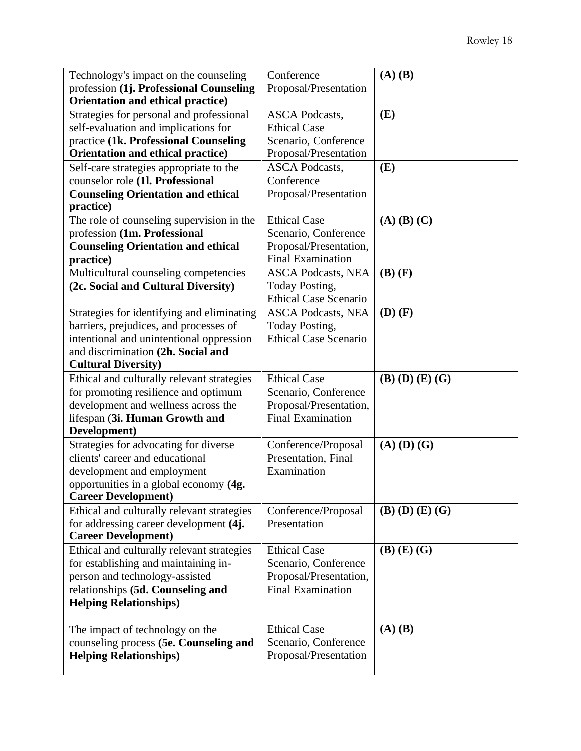| | | |
|---|---|---|
| Technology's impact on the counseling profession **(1j. Professional Counseling Orientation and ethical practice)** | Conference Proposal/Presentation | **(A) (B)** |
| Strategies for personal and professional self-evaluation and implications for practice **(1k. Professional Counseling Orientation and ethical practice)** | ASCA Podcasts, Ethical Case Scenario, Conference Proposal/Presentation | **(E)** |
| Self-care strategies appropriate to the counselor role **(1l. Professional Counseling Orientation and ethical practice)** | ASCA Podcasts, Conference Proposal/Presentation | **(E)** |
| The role of counseling supervision in the profession **(1m. Professional Counseling Orientation and ethical practice)** | Ethical Case Scenario, Conference Proposal/Presentation, Final Examination | **(A) (B) (C)** |
| Multicultural counseling competencies **(2c. Social and Cultural Diversity)** | ASCA Podcasts, NEA Today Posting, Ethical Case Scenario | **(B) (F)** |
| Strategies for identifying and eliminating barriers, prejudices, and processes of intentional and unintentional oppression and discrimination **(2h. Social and Cultural Diversity)** | ASCA Podcasts, NEA Today Posting, Ethical Case Scenario | **(D) (F)** |
| Ethical and culturally relevant strategies for promoting resilience and optimum development and wellness across the lifespan (**3i. Human Growth and Development)** | Ethical Case Scenario, Conference Proposal/Presentation, Final Examination | **(B) (D) (E) (G)** |
| Strategies for advocating for diverse clients' career and educational development and employment opportunities in a global economy **(4g. Career Development)** | Conference/Proposal Presentation, Final Examination | **(A) (D) (G)** |
| Ethical and culturally relevant strategies for addressing career development **(4j. Career Development)** | Conference/Proposal Presentation | **(B) (D) (E) (G)** |
| Ethical and culturally relevant strategies for establishing and maintaining in-person and technology-assisted relationships **(5d. Counseling and Helping Relationships)** | Ethical Case Scenario, Conference Proposal/Presentation, Final Examination | **(B) (E) (G)** |
| The impact of technology on the counseling process **(5e. Counseling and Helping Relationships)** | Ethical Case Scenario, Conference Proposal/Presentation | **(A) (B)** |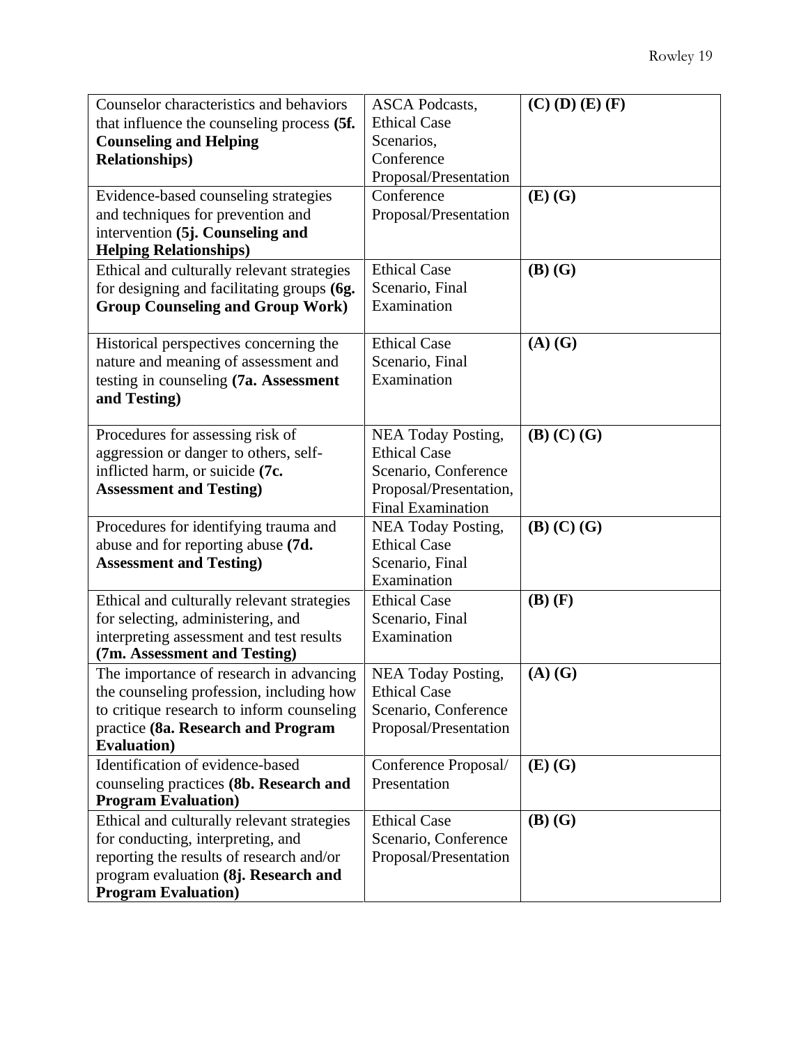| | | |
|---|---|---|
| Counselor characteristics and behaviors that influence the counseling process **(5f. Counseling and Helping Relationships)** | ASCA Podcasts, Ethical Case Scenarios, Conference Proposal/Presentation | **(C) (D) (E) (F)** |
| Evidence-based counseling strategies and techniques for prevention and intervention **(5j. Counseling and Helping Relationships)** | Conference Proposal/Presentation | **(E) (G)** |
| Ethical and culturally relevant strategies for designing and facilitating groups **(6g. Group Counseling and Group Work)** | Ethical Case Scenario, Final Examination | **(B) (G)** |
| Historical perspectives concerning the nature and meaning of assessment and testing in counseling **(7a. Assessment and Testing)** | Ethical Case Scenario, Final Examination | **(A) (G)** |
| Procedures for assessing risk of aggression or danger to others, self-inflicted harm, or suicide **(7c. Assessment and Testing)** | NEA Today Posting, Ethical Case Scenario, Conference Proposal/Presentation, Final Examination | **(B) (C) (G)** |
| Procedures for identifying trauma and abuse and for reporting abuse **(7d. Assessment and Testing)** | NEA Today Posting, Ethical Case Scenario, Final Examination | **(B) (C) (G)** |
| Ethical and culturally relevant strategies for selecting, administering, and interpreting assessment and test results **(7m. Assessment and Testing)** | Ethical Case Scenario, Final Examination | **(B) (F)** |
| The importance of research in advancing the counseling profession, including how to critique research to inform counseling practice **(8a. Research and Program Evaluation)** | NEA Today Posting, Ethical Case Scenario, Conference Proposal/Presentation | **(A) (G)** |
| Identification of evidence-based counseling practices **(8b. Research and Program Evaluation)** | Conference Proposal/ Presentation | **(E) (G)** |
| Ethical and culturally relevant strategies for conducting, interpreting, and reporting the results of research and/or program evaluation **(8j. Research and Program Evaluation)** | Ethical Case Scenario, Conference Proposal/Presentation | **(B) (G)** |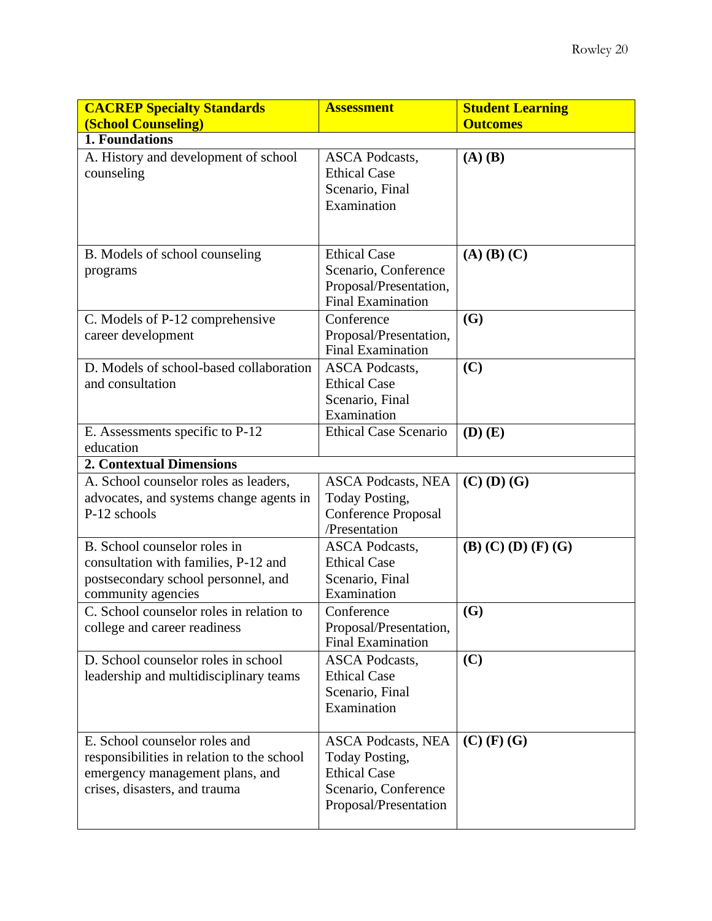| **CACREP Specialty Standards (School Counseling)** | **Assessment** | **Student Learning Outcomes** |
|---|---|---|
| **1. Foundations** | | |
| A. History and development of school counseling | ASCA Podcasts, Ethical Case Scenario, Final Examination | **(A) (B)** |
| B. Models of school counseling programs | Ethical Case Scenario, Conference Proposal/Presentation, Final Examination | **(A) (B) (C)** |
| C. Models of P-12 comprehensive career development | Conference Proposal/Presentation, Final Examination | **(G)** |
| D. Models of school-based collaboration and consultation | ASCA Podcasts, Ethical Case Scenario, Final Examination | **(C)** |
| E. Assessments specific to P-12 education | Ethical Case Scenario | **(D) (E)** |
| **2. Contextual Dimensions** | | |
| A. School counselor roles as leaders, advocates, and systems change agents in P-12 schools | ASCA Podcasts, NEA Today Posting, Conference Proposal /Presentation | **(C) (D) (G)** |
| B. School counselor roles in consultation with families, P-12 and postsecondary school personnel, and community agencies | ASCA Podcasts, Ethical Case Scenario, Final Examination | **(B) (C) (D) (F) (G)** |
| C. School counselor roles in relation to college and career readiness | Conference Proposal/Presentation, Final Examination | **(G)** |
| D. School counselor roles in school leadership and multidisciplinary teams | ASCA Podcasts, Ethical Case Scenario, Final Examination | **(C)** |
| E. School counselor roles and responsibilities in relation to the school emergency management plans, and crises, disasters, and trauma | ASCA Podcasts, NEA Today Posting, Ethical Case Scenario, Conference Proposal/Presentation | **(C) (F) (G)** |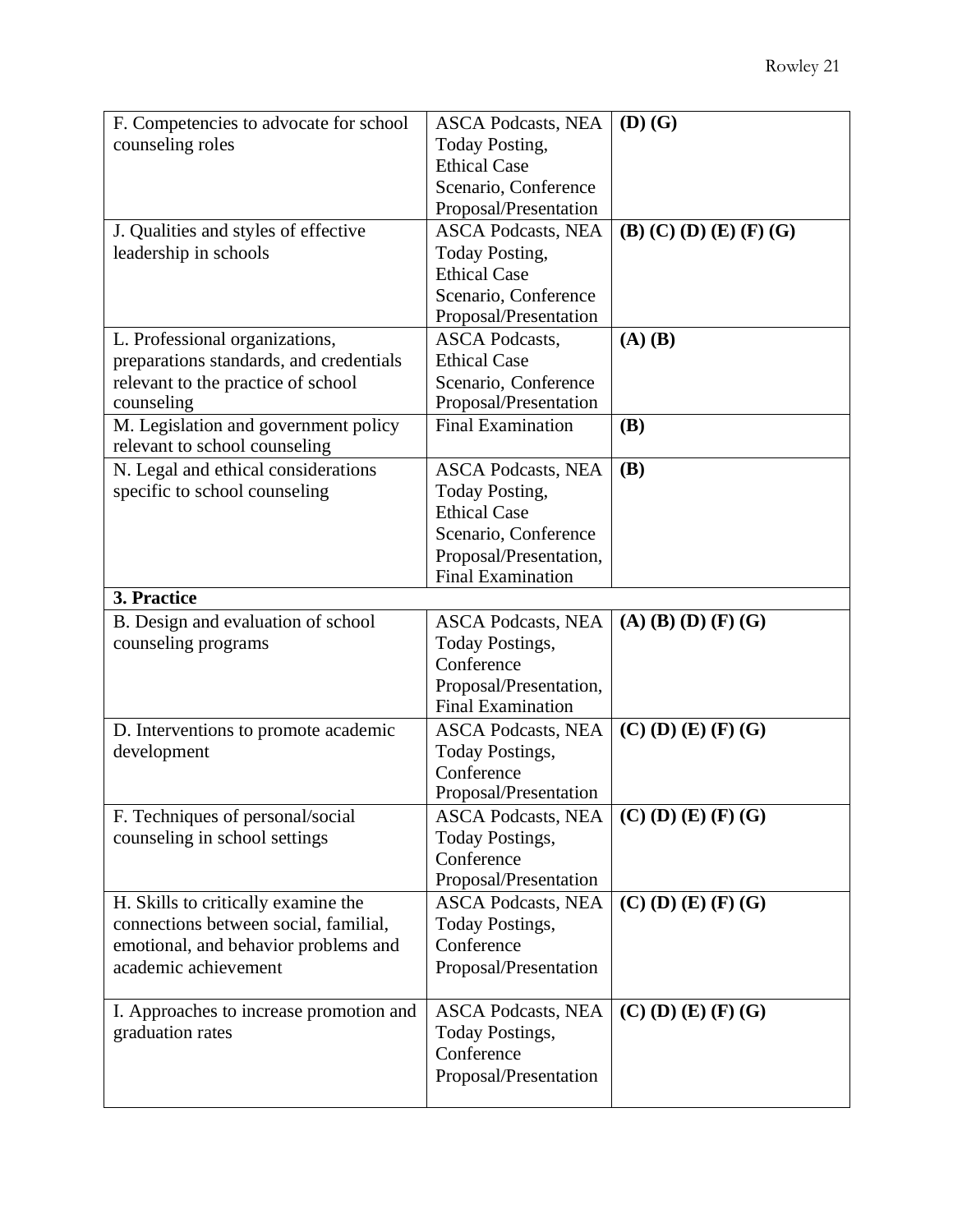| | | |
|---|---|---|
| F. Competencies to advocate for school counseling roles | ASCA Podcasts, NEA Today Posting, Ethical Case Scenario, Conference Proposal/Presentation | **(D) (G)** |
| J. Qualities and styles of effective leadership in schools | ASCA Podcasts, NEA Today Posting, Ethical Case Scenario, Conference Proposal/Presentation | **(B) (C) (D) (E) (F) (G)** |
| L. Professional organizations, preparations standards, and credentials relevant to the practice of school counseling | ASCA Podcasts, Ethical Case Scenario, Conference Proposal/Presentation | **(A) (B)** |
| M. Legislation and government policy relevant to school counseling | Final Examination | **(B)** |
| N. Legal and ethical considerations specific to school counseling | ASCA Podcasts, NEA Today Posting, Ethical Case Scenario, Conference Proposal/Presentation, Final Examination | **(B)** |
| **3. Practice** | | |
| B. Design and evaluation of school counseling programs | ASCA Podcasts, NEA Today Postings, Conference Proposal/Presentation, Final Examination | **(A) (B) (D) (F) (G)** |
| D. Interventions to promote academic development | ASCA Podcasts, NEA Today Postings, Conference Proposal/Presentation | **(C) (D) (E) (F) (G)** |
| F. Techniques of personal/social counseling in school settings | ASCA Podcasts, NEA Today Postings, Conference Proposal/Presentation | **(C) (D) (E) (F) (G)** |
| H. Skills to critically examine the connections between social, familial, emotional, and behavior problems and academic achievement | ASCA Podcasts, NEA Today Postings, Conference Proposal/Presentation | **(C) (D) (E) (F) (G)** |
| I. Approaches to increase promotion and graduation rates | ASCA Podcasts, NEA Today Postings, Conference Proposal/Presentation | **(C) (D) (E) (F) (G)** |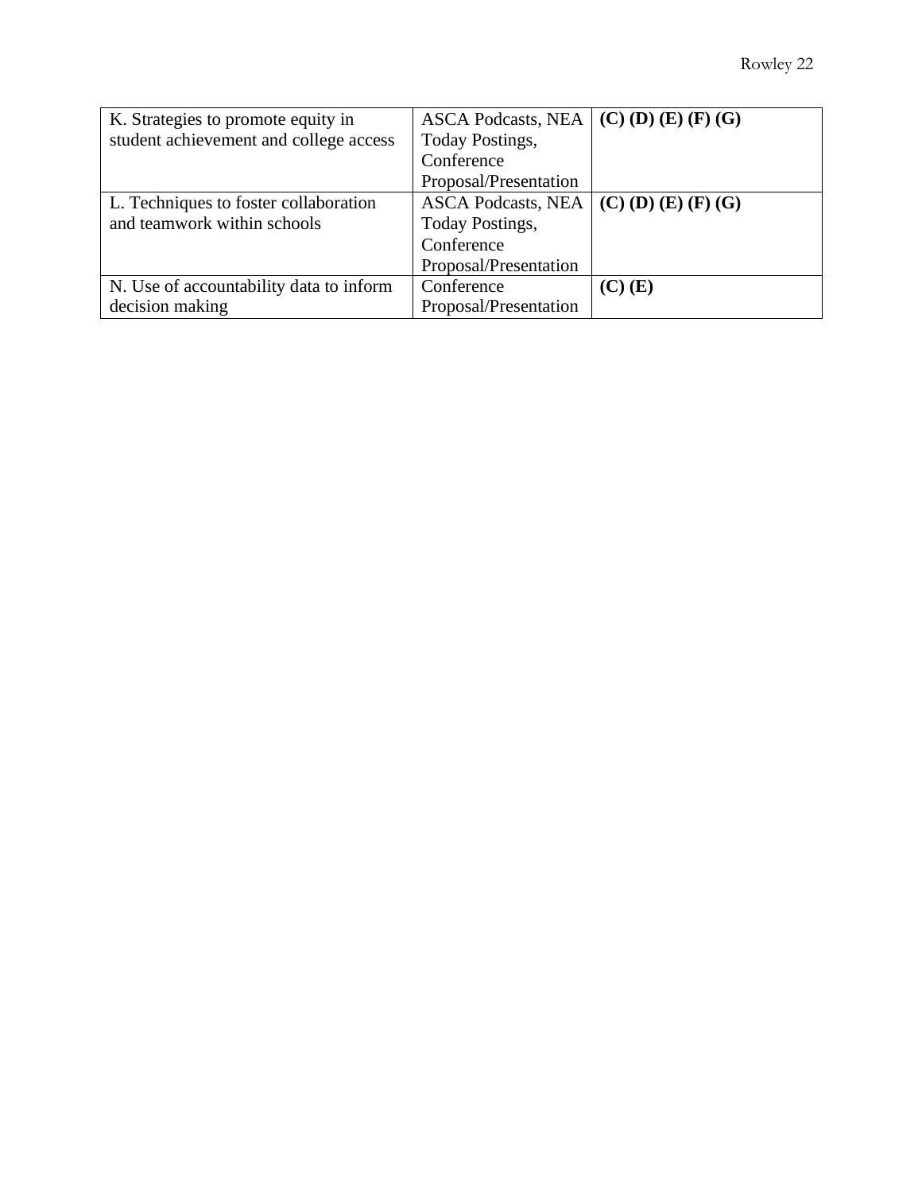| | | |
|---|---|---|
| K. Strategies to promote equity in student achievement and college access | ASCA Podcasts, NEA Today Postings, Conference Proposal/Presentation | **(C) (D) (E) (F) (G)** |
| L. Techniques to foster collaboration and teamwork within schools | ASCA Podcasts, NEA Today Postings, Conference Proposal/Presentation | **(C) (D) (E) (F) (G)** |
| N. Use of accountability data to inform decision making | Conference Proposal/Presentation | **(C) (E)** |